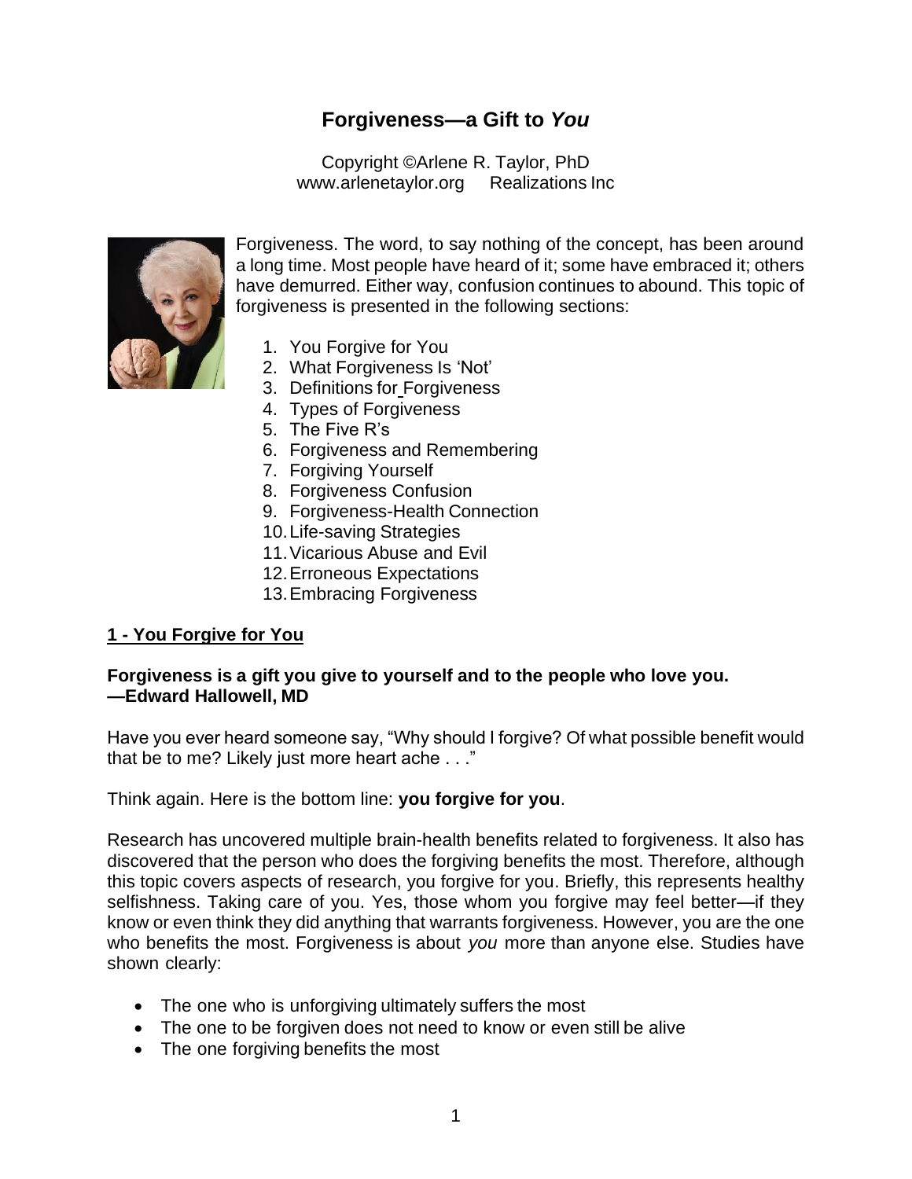# Forgiveness—a Gift to *You*

Copyright ©Arlene R. Taylor, PhD
www.arlenetaylor.org Realizations Inc

Forgiveness. The word, to say nothing of the concept, has been around a long time. Most people have heard of it; some have embraced it; others have demurred. Either way, confusion continues to abound. This topic of forgiveness is presented in the following sections:

1. You Forgive for You
2. What Forgiveness Is 'Not'
3. Definitions for Forgiveness
4. Types of Forgiveness
5. The Five R's
6. Forgiveness and Remembering
7. Forgiving Yourself
8. Forgiveness Confusion
9. Forgiveness-Health Connection
10. Life-saving Strategies
11. Vicarious Abuse and Evil
12. Erroneous Expectations
13. Embracing Forgiveness

## 1 - You Forgive for You

**Forgiveness is a gift you give to yourself and to the people who love you.**
**—Edward Hallowell, MD**

Have you ever heard someone say, "Why should I forgive? Of what possible benefit would that be to me? Likely just more heart ache . . ."

Think again. Here is the bottom line: **you forgive for you**.

Research has uncovered multiple brain-health benefits related to forgiveness. It also has discovered that the person who does the forgiving benefits the most. Therefore, although this topic covers aspects of research, you forgive for you. Briefly, this represents healthy selfishness. Taking care of you. Yes, those whom you forgive may feel better—if they know or even think they did anything that warrants forgiveness. However, you are the one who benefits the most. Forgiveness is about *you* more than anyone else. Studies have shown clearly:

- The one who is unforgiving ultimately suffers the most
- The one to be forgiven does not need to know or even still be alive
- The one forgiving benefits the most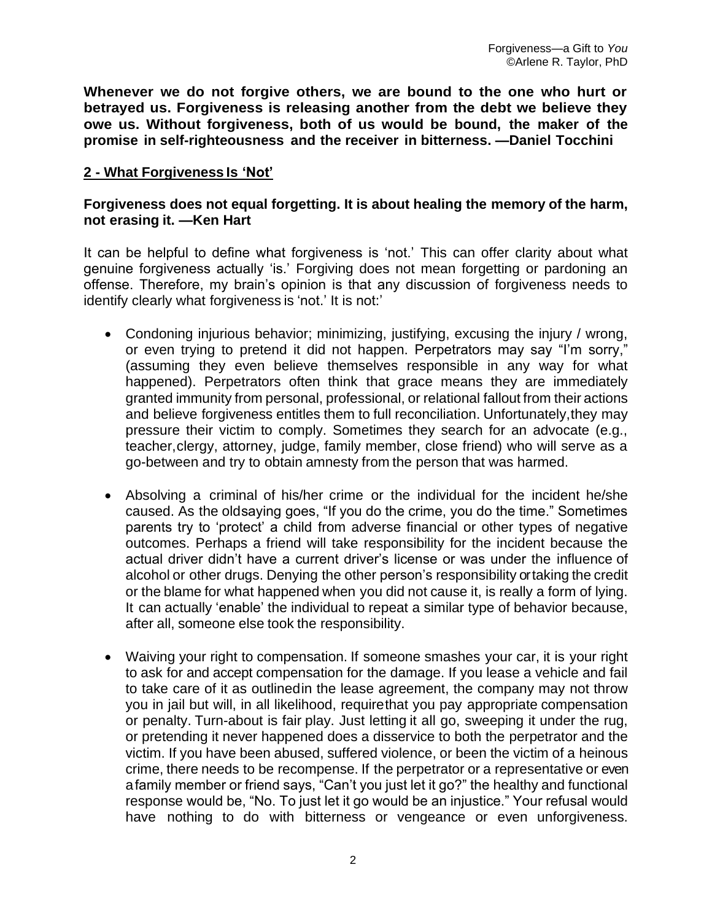**Whenever we do not forgive others, we are bound to the one who hurt or betrayed us. Forgiveness is releasing another from the debt we believe they owe us. Without forgiveness, both of us would be bound, the maker of the promise in self-righteousness and the receiver in bitterness. —Daniel Tocchini**

## 2 - What Forgiveness Is 'Not'

**Forgiveness does not equal forgetting. It is about healing the memory of the harm, not erasing it. —Ken Hart**

It can be helpful to define what forgiveness is 'not.' This can offer clarity about what genuine forgiveness actually 'is.' Forgiving does not mean forgetting or pardoning an offense. Therefore, my brain's opinion is that any discussion of forgiveness needs to identify clearly what forgiveness is 'not.' It is not:'

- Condoning injurious behavior; minimizing, justifying, excusing the injury / wrong, or even trying to pretend it did not happen. Perpetrators may say "I'm sorry," (assuming they even believe themselves responsible in any way for what happened). Perpetrators often think that grace means they are immediately granted immunity from personal, professional, or relational fallout from their actions and believe forgiveness entitles them to full reconciliation. Unfortunately, they may pressure their victim to comply. Sometimes they search for an advocate (e.g., teacher, clergy, attorney, judge, family member, close friend) who will serve as a go-between and try to obtain amnesty from the person that was harmed.

- Absolving a criminal of his/her crime or the individual for the incident he/she caused. As the old saying goes, "If you do the crime, you do the time." Sometimes parents try to 'protect' a child from adverse financial or other types of negative outcomes. Perhaps a friend will take responsibility for the incident because the actual driver didn't have a current driver's license or was under the influence of alcohol or other drugs. Denying the other person's responsibility or taking the credit or the blame for what happened when you did not cause it, is really a form of lying. It can actually 'enable' the individual to repeat a similar type of behavior because, after all, someone else took the responsibility.

- Waiving your right to compensation. If someone smashes your car, it is your right to ask for and accept compensation for the damage. If you lease a vehicle and fail to take care of it as outlined in the lease agreement, the company may not throw you in jail but will, in all likelihood, require that you pay appropriate compensation or penalty. Turn-about is fair play. Just letting it all go, sweeping it under the rug, or pretending it never happened does a disservice to both the perpetrator and the victim. If you have been abused, suffered violence, or been the victim of a heinous crime, there needs to be recompense. If the perpetrator or a representative or even a family member or friend says, "Can't you just let it go?" the healthy and functional response would be, "No. To just let it go would be an injustice." Your refusal would have nothing to do with bitterness or vengeance or even unforgiveness.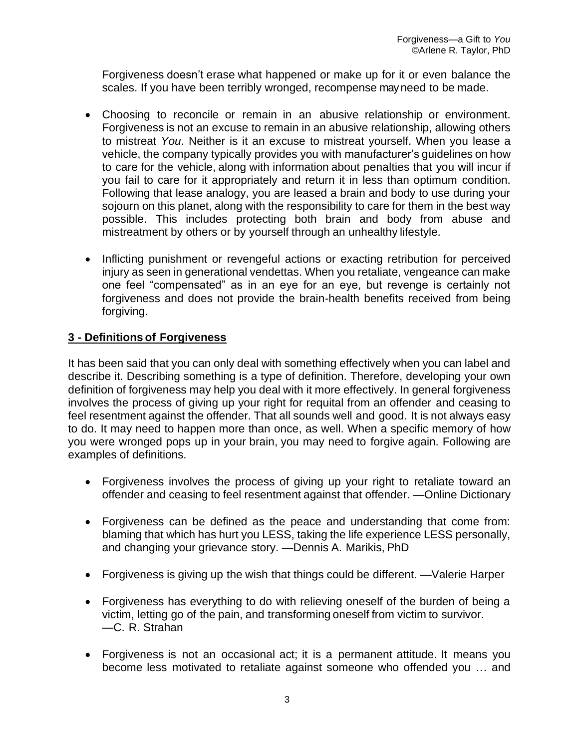Forgiveness doesn't erase what happened or make up for it or even balance the scales. If you have been terribly wronged, recompense may need to be made.

- Choosing to reconcile or remain in an abusive relationship or environment. Forgiveness is not an excuse to remain in an abusive relationship, allowing others to mistreat *You*. Neither is it an excuse to mistreat yourself. When you lease a vehicle, the company typically provides you with manufacturer's guidelines on how to care for the vehicle, along with information about penalties that you will incur if you fail to care for it appropriately and return it in less than optimum condition. Following that lease analogy, you are leased a brain and body to use during your sojourn on this planet, along with the responsibility to care for them in the best way possible. This includes protecting both brain and body from abuse and mistreatment by others or by yourself through an unhealthy lifestyle.

- Inflicting punishment or revengeful actions or exacting retribution for perceived injury as seen in generational vendettas. When you retaliate, vengeance can make one feel "compensated" as in an eye for an eye, but revenge is certainly not forgiveness and does not provide the brain-health benefits received from being forgiving.

## 3 - Definitions of Forgiveness

It has been said that you can only deal with something effectively when you can label and describe it. Describing something is a type of definition. Therefore, developing your own definition of forgiveness may help you deal with it more effectively. In general forgiveness involves the process of giving up your right for requital from an offender and ceasing to feel resentment against the offender. That all sounds well and good. It is not always easy to do. It may need to happen more than once, as well. When a specific memory of how you were wronged pops up in your brain, you may need to forgive again. Following are examples of definitions.

- Forgiveness involves the process of giving up your right to retaliate toward an offender and ceasing to feel resentment against that offender. —Online Dictionary

- Forgiveness can be defined as the peace and understanding that come from: blaming that which has hurt you LESS, taking the life experience LESS personally, and changing your grievance story. —Dennis A. Marikis, PhD

- Forgiveness is giving up the wish that things could be different. —Valerie Harper

- Forgiveness has everything to do with relieving oneself of the burden of being a victim, letting go of the pain, and transforming oneself from victim to survivor. —C. R. Strahan

- Forgiveness is not an occasional act; it is a permanent attitude. It means you become less motivated to retaliate against someone who offended you … and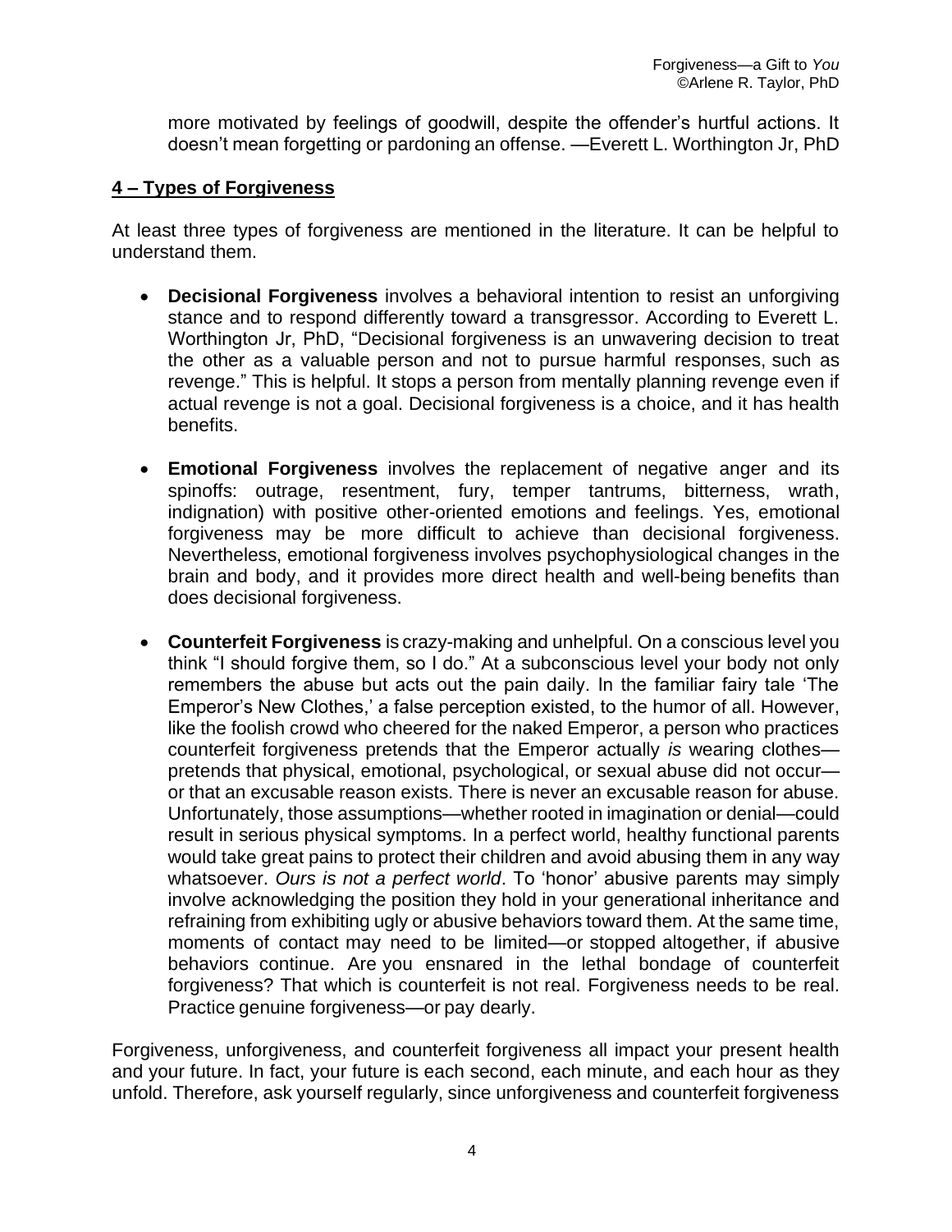more motivated by feelings of goodwill, despite the offender's hurtful actions. It doesn't mean forgetting or pardoning an offense. —Everett L. Worthington Jr, PhD

## 4 – Types of Forgiveness

At least three types of forgiveness are mentioned in the literature. It can be helpful to understand them.

- **Decisional Forgiveness** involves a behavioral intention to resist an unforgiving stance and to respond differently toward a transgressor. According to Everett L. Worthington Jr, PhD, "Decisional forgiveness is an unwavering decision to treat the other as a valuable person and not to pursue harmful responses, such as revenge." This is helpful. It stops a person from mentally planning revenge even if actual revenge is not a goal. Decisional forgiveness is a choice, and it has health benefits.

- **Emotional Forgiveness** involves the replacement of negative anger and its spinoffs: outrage, resentment, fury, temper tantrums, bitterness, wrath, indignation) with positive other-oriented emotions and feelings. Yes, emotional forgiveness may be more difficult to achieve than decisional forgiveness. Nevertheless, emotional forgiveness involves psychophysiological changes in the brain and body, and it provides more direct health and well-being benefits than does decisional forgiveness.

- **Counterfeit Forgiveness** is crazy-making and unhelpful. On a conscious level you think "I should forgive them, so I do." At a subconscious level your body not only remembers the abuse but acts out the pain daily. In the familiar fairy tale 'The Emperor's New Clothes,' a false perception existed, to the humor of all. However, like the foolish crowd who cheered for the naked Emperor, a person who practices counterfeit forgiveness pretends that the Emperor actually *is* wearing clothes—pretends that physical, emotional, psychological, or sexual abuse did not occur—or that an excusable reason exists. There is never an excusable reason for abuse. Unfortunately, those assumptions—whether rooted in imagination or denial—could result in serious physical symptoms. In a perfect world, healthy functional parents would take great pains to protect their children and avoid abusing them in any way whatsoever. *Ours is not a perfect world*. To 'honor' abusive parents may simply involve acknowledging the position they hold in your generational inheritance and refraining from exhibiting ugly or abusive behaviors toward them. At the same time, moments of contact may need to be limited—or stopped altogether, if abusive behaviors continue. Are you ensnared in the lethal bondage of counterfeit forgiveness? That which is counterfeit is not real. Forgiveness needs to be real. Practice genuine forgiveness—or pay dearly.

Forgiveness, unforgiveness, and counterfeit forgiveness all impact your present health and your future. In fact, your future is each second, each minute, and each hour as they unfold. Therefore, ask yourself regularly, since unforgiveness and counterfeit forgiveness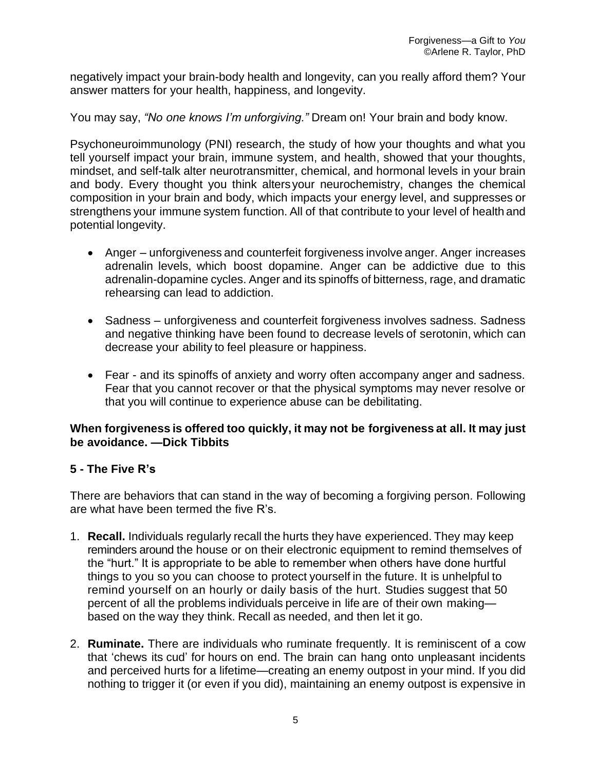negatively impact your brain-body health and longevity, can you really afford them? Your answer matters for your health, happiness, and longevity.

You may say, *"No one knows I'm unforgiving."* Dream on! Your brain and body know.

Psychoneuroimmunology (PNI) research, the study of how your thoughts and what you tell yourself impact your brain, immune system, and health, showed that your thoughts, mindset, and self-talk alter neurotransmitter, chemical, and hormonal levels in your brain and body. Every thought you think altersyour neurochemistry, changes the chemical composition in your brain and body, which impacts your energy level, and suppresses or strengthens your immune system function. All of that contribute to your level of health and potential longevity.

- Anger – unforgiveness and counterfeit forgiveness involve anger. Anger increases adrenalin levels, which boost dopamine. Anger can be addictive due to this adrenalin-dopamine cycles. Anger and its spinoffs of bitterness, rage, and dramatic rehearsing can lead to addiction.
- Sadness – unforgiveness and counterfeit forgiveness involves sadness. Sadness and negative thinking have been found to decrease levels of serotonin, which can decrease your ability to feel pleasure or happiness.
- Fear - and its spinoffs of anxiety and worry often accompany anger and sadness. Fear that you cannot recover or that the physical symptoms may never resolve or that you will continue to experience abuse can be debilitating.

**When forgiveness is offered too quickly, it may not be forgiveness at all. It may just be avoidance. —Dick Tibbits**

### 5 - The Five R's

There are behaviors that can stand in the way of becoming a forgiving person. Following are what have been termed the five R's.

1. **Recall.** Individuals regularly recall the hurts they have experienced. They may keep reminders around the house or on their electronic equipment to remind themselves of the "hurt." It is appropriate to be able to remember when others have done hurtful things to you so you can choose to protect yourself in the future. It is unhelpful to remind yourself on an hourly or daily basis of the hurt. Studies suggest that 50 percent of all the problems individuals perceive in life are of their own making—based on the way they think. Recall as needed, and then let it go.
2. **Ruminate.** There are individuals who ruminate frequently. It is reminiscent of a cow that 'chews its cud' for hours on end. The brain can hang onto unpleasant incidents and perceived hurts for a lifetime—creating an enemy outpost in your mind. If you did nothing to trigger it (or even if you did), maintaining an enemy outpost is expensive in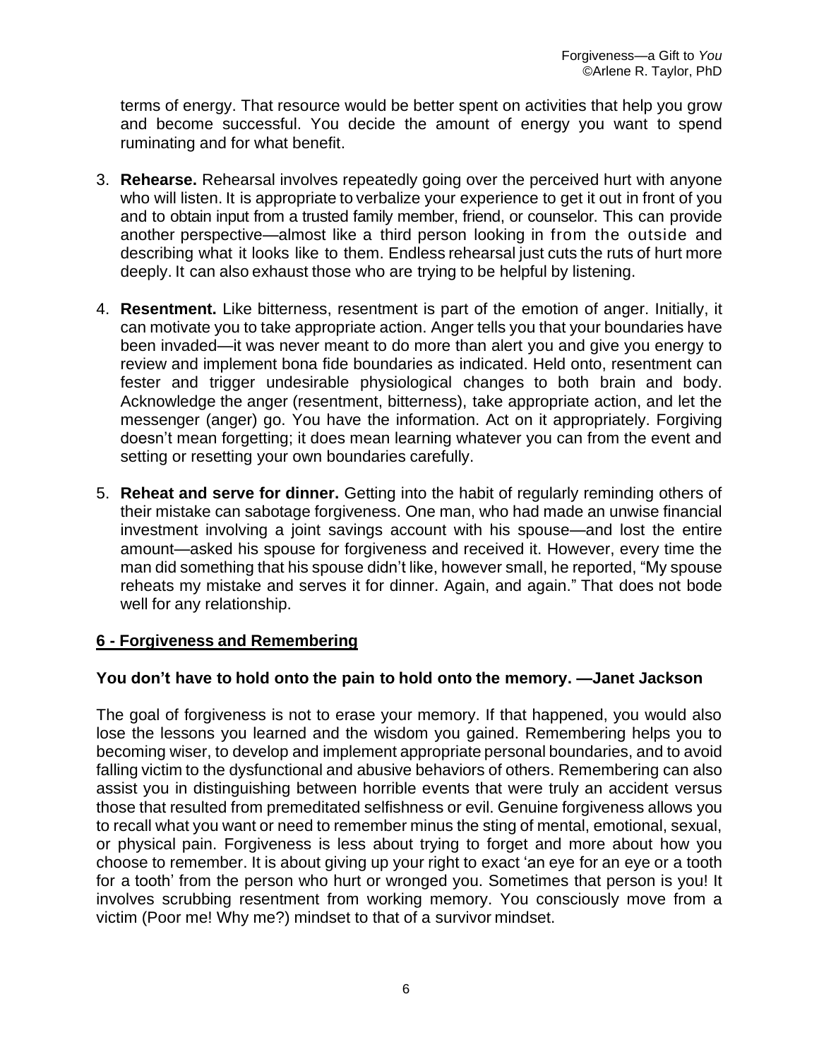terms of energy. That resource would be better spent on activities that help you grow and become successful. You decide the amount of energy you want to spend ruminating and for what benefit.

3. **Rehearse.** Rehearsal involves repeatedly going over the perceived hurt with anyone who will listen. It is appropriate to verbalize your experience to get it out in front of you and to obtain input from a trusted family member, friend, or counselor. This can provide another perspective—almost like a third person looking in from the outside and describing what it looks like to them. Endless rehearsal just cuts the ruts of hurt more deeply. It can also exhaust those who are trying to be helpful by listening.

4. **Resentment.** Like bitterness, resentment is part of the emotion of anger. Initially, it can motivate you to take appropriate action. Anger tells you that your boundaries have been invaded—it was never meant to do more than alert you and give you energy to review and implement bona fide boundaries as indicated. Held onto, resentment can fester and trigger undesirable physiological changes to both brain and body. Acknowledge the anger (resentment, bitterness), take appropriate action, and let the messenger (anger) go. You have the information. Act on it appropriately. Forgiving doesn't mean forgetting; it does mean learning whatever you can from the event and setting or resetting your own boundaries carefully.

5. **Reheat and serve for dinner.** Getting into the habit of regularly reminding others of their mistake can sabotage forgiveness. One man, who had made an unwise financial investment involving a joint savings account with his spouse—and lost the entire amount—asked his spouse for forgiveness and received it. However, every time the man did something that his spouse didn't like, however small, he reported, "My spouse reheats my mistake and serves it for dinner. Again, and again." That does not bode well for any relationship.

## 6 - Forgiveness and Remembering

**You don't have to hold onto the pain to hold onto the memory. —Janet Jackson**

The goal of forgiveness is not to erase your memory. If that happened, you would also lose the lessons you learned and the wisdom you gained. Remembering helps you to becoming wiser, to develop and implement appropriate personal boundaries, and to avoid falling victim to the dysfunctional and abusive behaviors of others. Remembering can also assist you in distinguishing between horrible events that were truly an accident versus those that resulted from premeditated selfishness or evil. Genuine forgiveness allows you to recall what you want or need to remember minus the sting of mental, emotional, sexual, or physical pain. Forgiveness is less about trying to forget and more about how you choose to remember. It is about giving up your right to exact 'an eye for an eye or a tooth for a tooth' from the person who hurt or wronged you. Sometimes that person is you! It involves scrubbing resentment from working memory. You consciously move from a victim (Poor me! Why me?) mindset to that of a survivor mindset.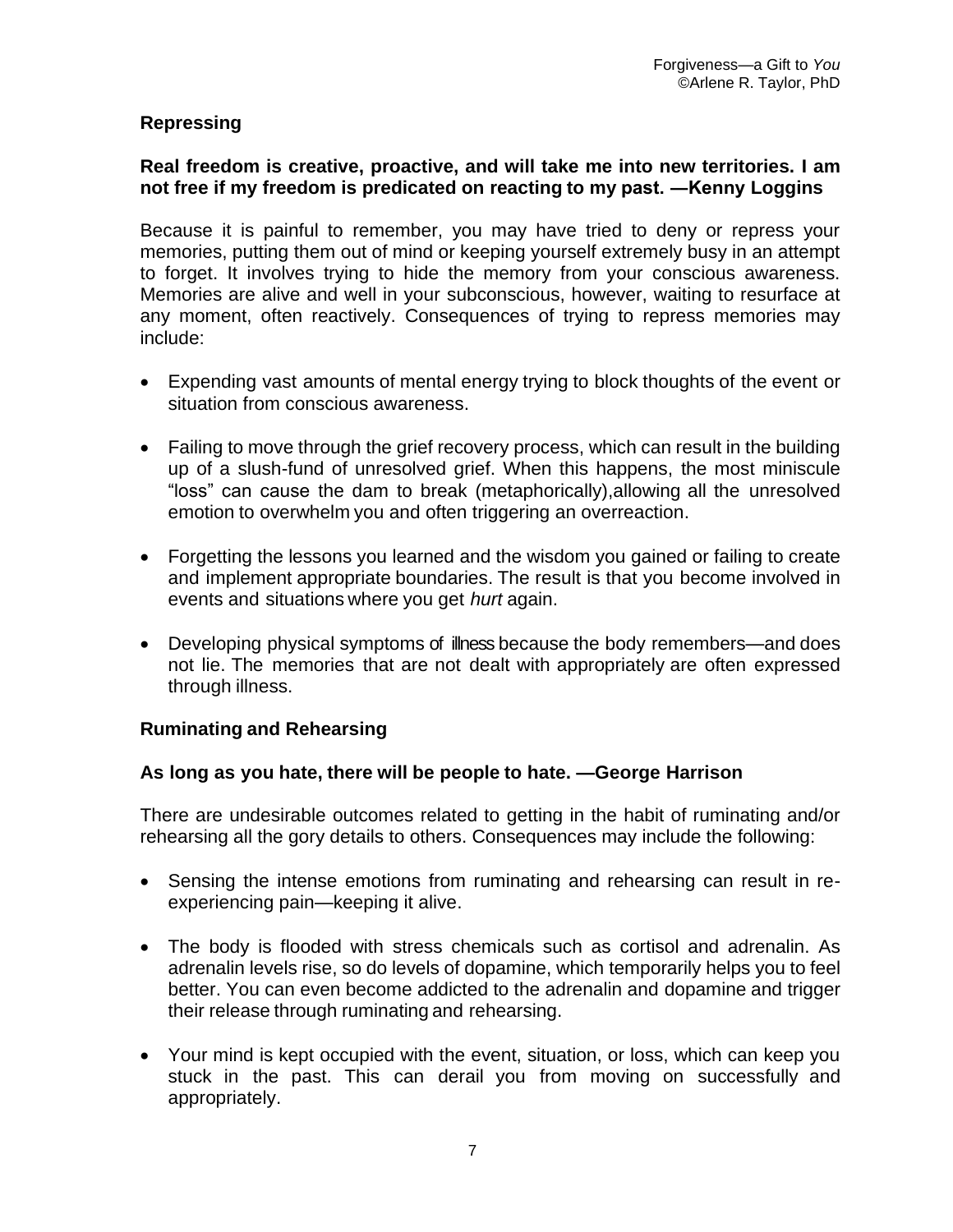## Repressing

**Real freedom is creative, proactive, and will take me into new territories. I am not free if my freedom is predicated on reacting to my past. —Kenny Loggins**

Because it is painful to remember, you may have tried to deny or repress your memories, putting them out of mind or keeping yourself extremely busy in an attempt to forget. It involves trying to hide the memory from your conscious awareness. Memories are alive and well in your subconscious, however, waiting to resurface at any moment, often reactively. Consequences of trying to repress memories may include:

- Expending vast amounts of mental energy trying to block thoughts of the event or situation from conscious awareness.
- Failing to move through the grief recovery process, which can result in the building up of a slush-fund of unresolved grief. When this happens, the most miniscule "loss" can cause the dam to break (metaphorically),allowing all the unresolved emotion to overwhelm you and often triggering an overreaction.
- Forgetting the lessons you learned and the wisdom you gained or failing to create and implement appropriate boundaries. The result is that you become involved in events and situations where you get *hurt* again.
- Developing physical symptoms of illness because the body remembers—and does not lie. The memories that are not dealt with appropriately are often expressed through illness.

## Ruminating and Rehearsing

**As long as you hate, there will be people to hate. —George Harrison**

There are undesirable outcomes related to getting in the habit of ruminating and/or rehearsing all the gory details to others. Consequences may include the following:

- Sensing the intense emotions from ruminating and rehearsing can result in re-experiencing pain—keeping it alive.
- The body is flooded with stress chemicals such as cortisol and adrenalin. As adrenalin levels rise, so do levels of dopamine, which temporarily helps you to feel better. You can even become addicted to the adrenalin and dopamine and trigger their release through ruminating and rehearsing.
- Your mind is kept occupied with the event, situation, or loss, which can keep you stuck in the past. This can derail you from moving on successfully and appropriately.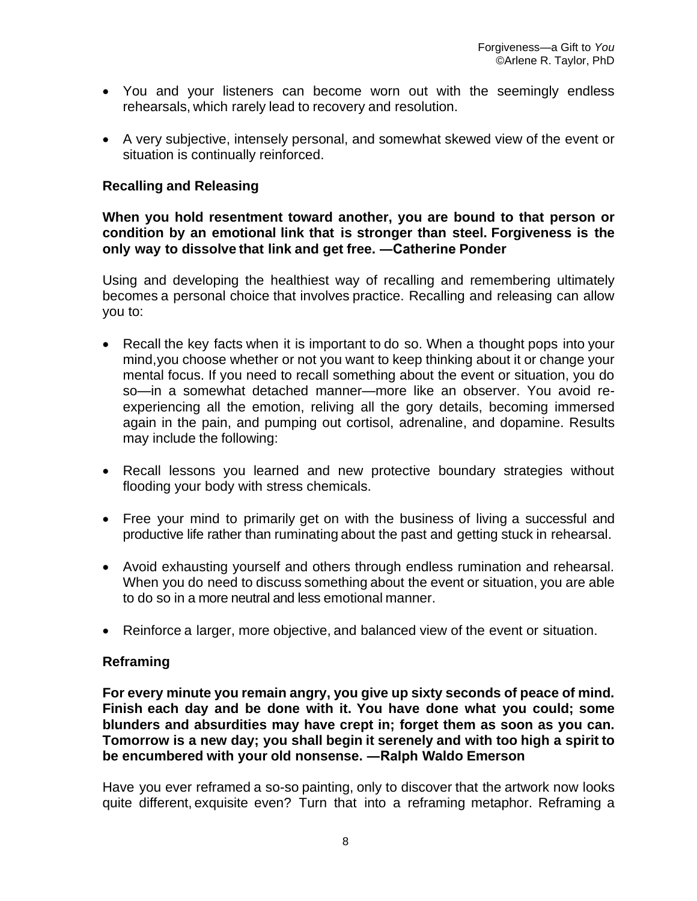- You and your listeners can become worn out with the seemingly endless rehearsals, which rarely lead to recovery and resolution.

- A very subjective, intensely personal, and somewhat skewed view of the event or situation is continually reinforced.

### Recalling and Releasing

**When you hold resentment toward another, you are bound to that person or condition by an emotional link that is stronger than steel. Forgiveness is the only way to dissolve that link and get free. —Catherine Ponder**

Using and developing the healthiest way of recalling and remembering ultimately becomes a personal choice that involves practice. Recalling and releasing can allow you to:

- Recall the key facts when it is important to do so. When a thought pops into your mind, you choose whether or not you want to keep thinking about it or change your mental focus. If you need to recall something about the event or situation, you do so—in a somewhat detached manner—more like an observer. You avoid re-experiencing all the emotion, reliving all the gory details, becoming immersed again in the pain, and pumping out cortisol, adrenaline, and dopamine. Results may include the following:

- Recall lessons you learned and new protective boundary strategies without flooding your body with stress chemicals.

- Free your mind to primarily get on with the business of living a successful and productive life rather than ruminating about the past and getting stuck in rehearsal.

- Avoid exhausting yourself and others through endless rumination and rehearsal. When you do need to discuss something about the event or situation, you are able to do so in a more neutral and less emotional manner.

- Reinforce a larger, more objective, and balanced view of the event or situation.

### Reframing

**For every minute you remain angry, you give up sixty seconds of peace of mind. Finish each day and be done with it. You have done what you could; some blunders and absurdities may have crept in; forget them as soon as you can. Tomorrow is a new day; you shall begin it serenely and with too high a spirit to be encumbered with your old nonsense. —Ralph Waldo Emerson**

Have you ever reframed a so-so painting, only to discover that the artwork now looks quite different, exquisite even? Turn that into a reframing metaphor. Reframing a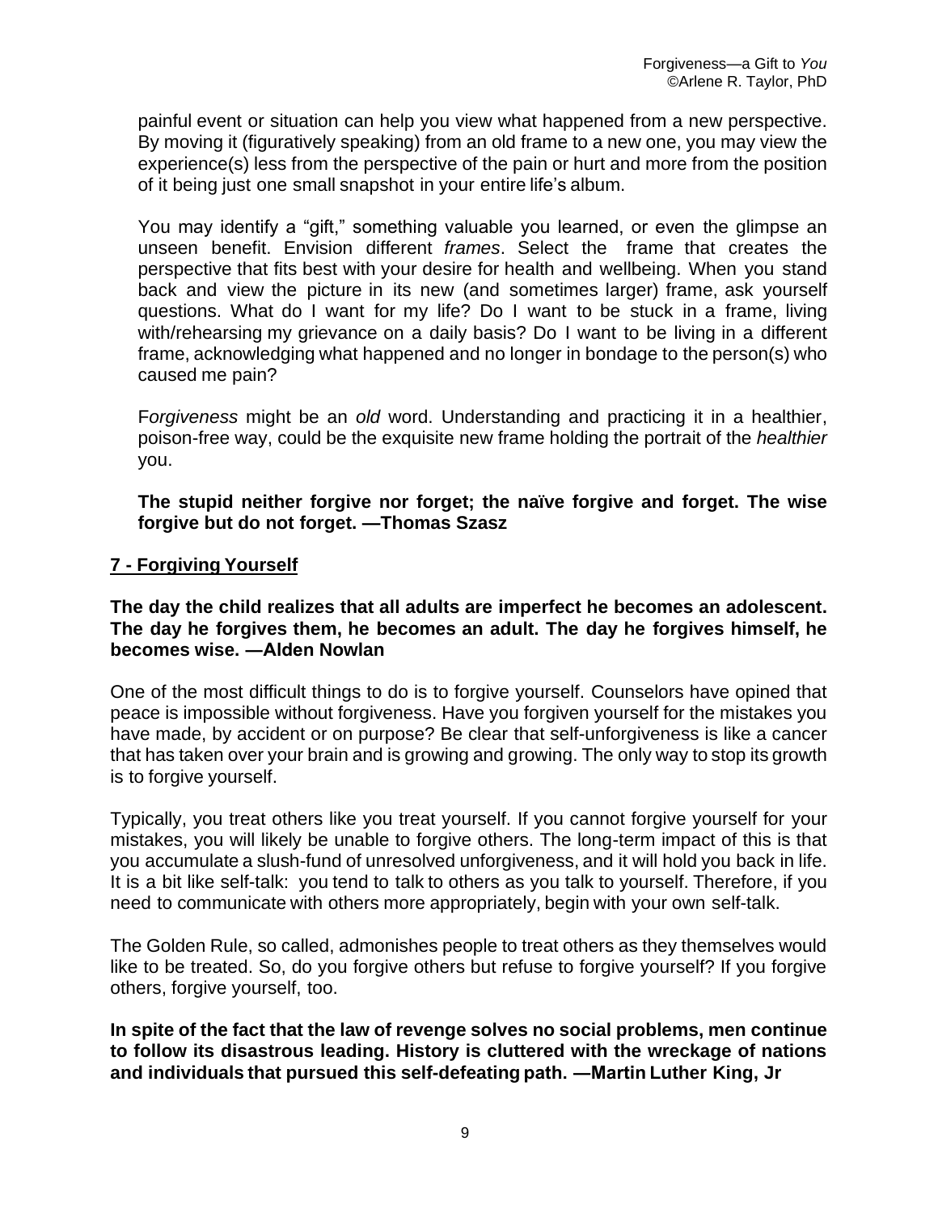painful event or situation can help you view what happened from a new perspective. By moving it (figuratively speaking) from an old frame to a new one, you may view the experience(s) less from the perspective of the pain or hurt and more from the position of it being just one small snapshot in your entire life's album.

You may identify a "gift," something valuable you learned, or even the glimpse an unseen benefit. Envision different *frames*. Select the frame that creates the perspective that fits best with your desire for health and wellbeing. When you stand back and view the picture in its new (and sometimes larger) frame, ask yourself questions. What do I want for my life? Do I want to be stuck in a frame, living with/rehearsing my grievance on a daily basis? Do I want to be living in a different frame, acknowledging what happened and no longer in bondage to the person(s) who caused me pain?

F*orgiveness* might be an *old* word. Understanding and practicing it in a healthier, poison-free way, could be the exquisite new frame holding the portrait of the *healthier* you.

**The stupid neither forgive nor forget; the naïve forgive and forget. The wise forgive but do not forget. —Thomas Szasz**

## 7 - Forgiving Yourself

**The day the child realizes that all adults are imperfect he becomes an adolescent. The day he forgives them, he becomes an adult. The day he forgives himself, he becomes wise. —Alden Nowlan**

One of the most difficult things to do is to forgive yourself. Counselors have opined that peace is impossible without forgiveness. Have you forgiven yourself for the mistakes you have made, by accident or on purpose? Be clear that self-unforgiveness is like a cancer that has taken over your brain and is growing and growing. The only way to stop its growth is to forgive yourself.

Typically, you treat others like you treat yourself. If you cannot forgive yourself for your mistakes, you will likely be unable to forgive others. The long-term impact of this is that you accumulate a slush-fund of unresolved unforgiveness, and it will hold you back in life. It is a bit like self-talk: you tend to talk to others as you talk to yourself. Therefore, if you need to communicate with others more appropriately, begin with your own self-talk.

The Golden Rule, so called, admonishes people to treat others as they themselves would like to be treated. So, do you forgive others but refuse to forgive yourself? If you forgive others, forgive yourself, too.

**In spite of the fact that the law of revenge solves no social problems, men continue to follow its disastrous leading. History is cluttered with the wreckage of nations and individuals that pursued this self-defeating path. —Martin Luther King, Jr**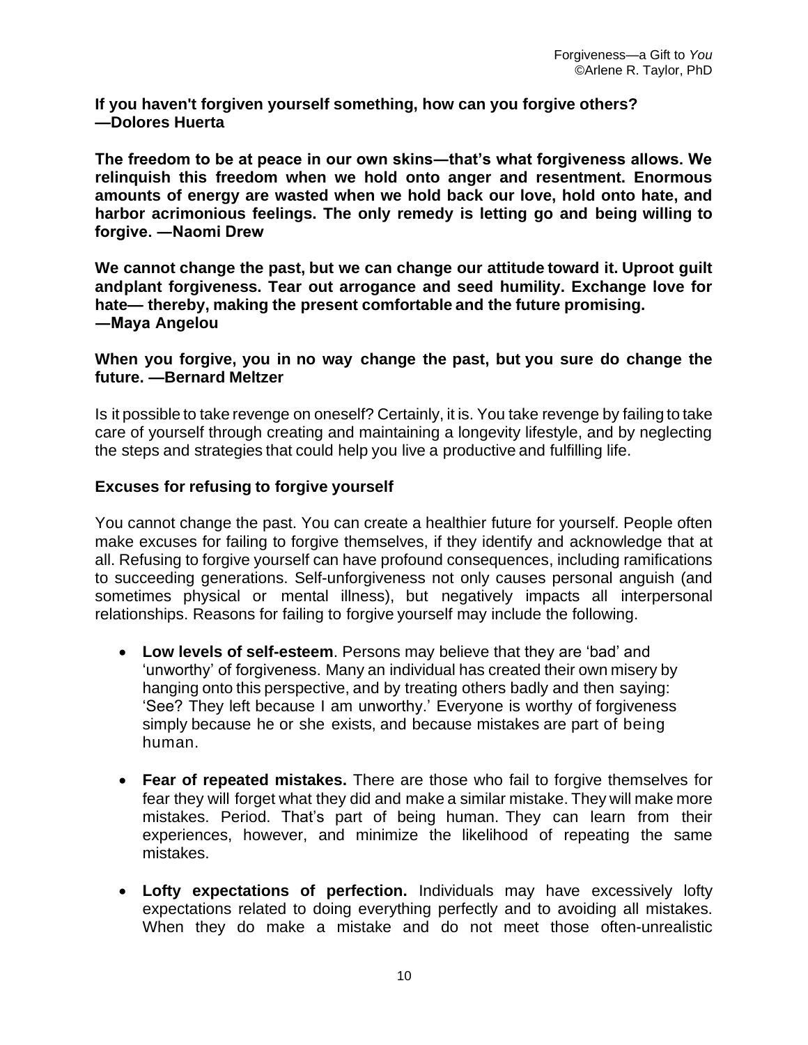**If you haven't forgiven yourself something, how can you forgive others?**
**—Dolores Huerta**

**The freedom to be at peace in our own skins—that's what forgiveness allows. We relinquish this freedom when we hold onto anger and resentment. Enormous amounts of energy are wasted when we hold back our love, hold onto hate, and harbor acrimonious feelings. The only remedy is letting go and being willing to forgive. —Naomi Drew**

**We cannot change the past, but we can change our attitude toward it. Uproot guilt andplant forgiveness. Tear out arrogance and seed humility. Exchange love for hate— thereby, making the present comfortable and the future promising.**
**—Maya Angelou**

**When you forgive, you in no way change the past, but you sure do change the future. —Bernard Meltzer**

Is it possible to take revenge on oneself? Certainly, it is. You take revenge by failing to take care of yourself through creating and maintaining a longevity lifestyle, and by neglecting the steps and strategies that could help you live a productive and fulfilling life.

**Excuses for refusing to forgive yourself**

You cannot change the past. You can create a healthier future for yourself. People often make excuses for failing to forgive themselves, if they identify and acknowledge that at all. Refusing to forgive yourself can have profound consequences, including ramifications to succeeding generations. Self-unforgiveness not only causes personal anguish (and sometimes physical or mental illness), but negatively impacts all interpersonal relationships. Reasons for failing to forgive yourself may include the following.

- **Low levels of self-esteem**. Persons may believe that they are 'bad' and 'unworthy' of forgiveness. Many an individual has created their own misery by hanging onto this perspective, and by treating others badly and then saying: 'See? They left because I am unworthy.' Everyone is worthy of forgiveness simply because he or she exists, and because mistakes are part of being human.

- **Fear of repeated mistakes.** There are those who fail to forgive themselves for fear they will forget what they did and make a similar mistake. They will make more mistakes. Period. That's part of being human. They can learn from their experiences, however, and minimize the likelihood of repeating the same mistakes.

- **Lofty expectations of perfection.** Individuals may have excessively lofty expectations related to doing everything perfectly and to avoiding all mistakes. When they do make a mistake and do not meet those often-unrealistic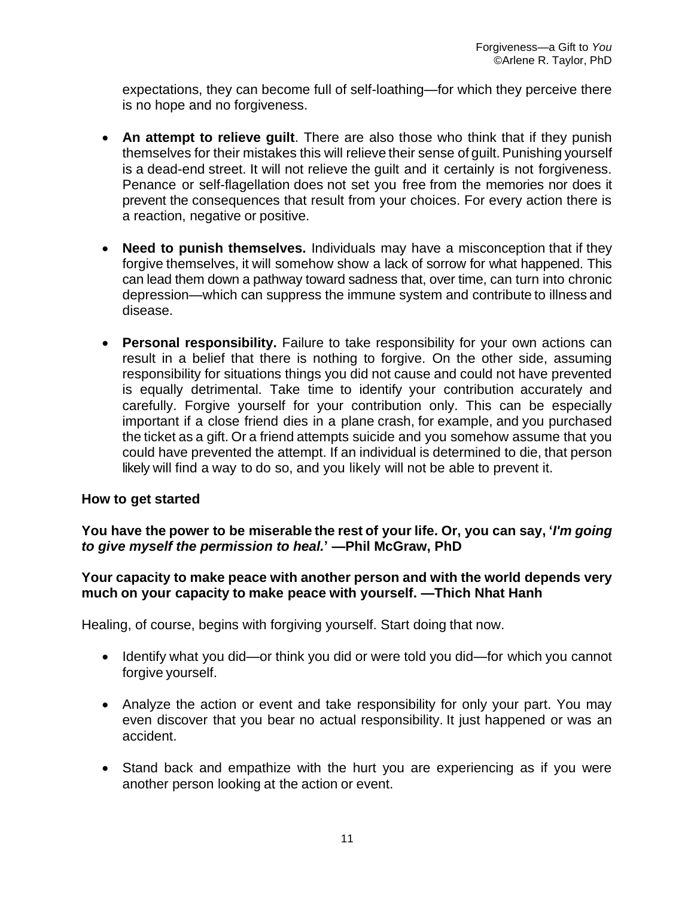expectations, they can become full of self-loathing—for which they perceive there is no hope and no forgiveness.

- **An attempt to relieve guilt**. There are also those who think that if they punish themselves for their mistakes this will relieve their sense of guilt. Punishing yourself is a dead-end street. It will not relieve the guilt and it certainly is not forgiveness. Penance or self-flagellation does not set you free from the memories nor does it prevent the consequences that result from your choices. For every action there is a reaction, negative or positive.

- **Need to punish themselves.** Individuals may have a misconception that if they forgive themselves, it will somehow show a lack of sorrow for what happened. This can lead them down a pathway toward sadness that, over time, can turn into chronic depression—which can suppress the immune system and contribute to illness and disease.

- **Personal responsibility.** Failure to take responsibility for your own actions can result in a belief that there is nothing to forgive. On the other side, assuming responsibility for situations things you did not cause and could not have prevented is equally detrimental. Take time to identify your contribution accurately and carefully. Forgive yourself for your contribution only. This can be especially important if a close friend dies in a plane crash, for example, and you purchased the ticket as a gift. Or a friend attempts suicide and you somehow assume that you could have prevented the attempt. If an individual is determined to die, that person likely will find a way to do so, and you likely will not be able to prevent it.

### How to get started

**You have the power to be miserable the rest of your life. Or, you can say, '*I'm going to give myself the permission to heal.*' —Phil McGraw, PhD**

**Your capacity to make peace with another person and with the world depends very much on your capacity to make peace with yourself. —Thich Nhat Hanh**

Healing, of course, begins with forgiving yourself. Start doing that now.

- Identify what you did—or think you did or were told you did—for which you cannot forgive yourself.

- Analyze the action or event and take responsibility for only your part. You may even discover that you bear no actual responsibility. It just happened or was an accident.

- Stand back and empathize with the hurt you are experiencing as if you were another person looking at the action or event.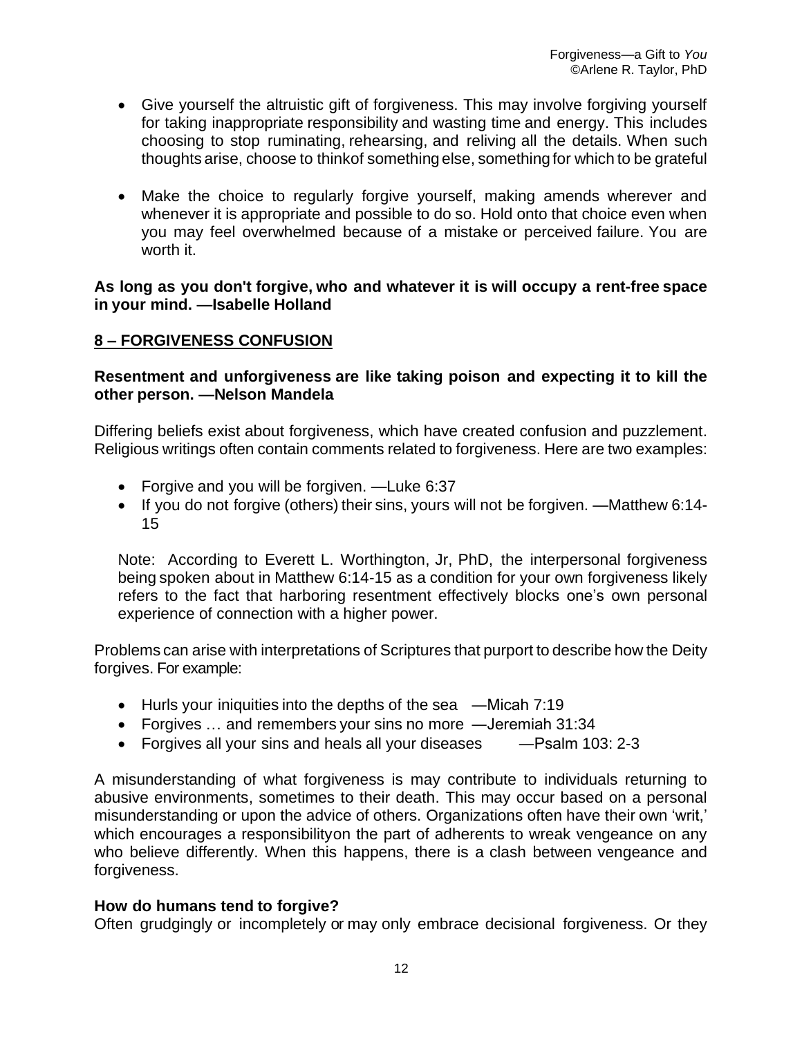- Give yourself the altruistic gift of forgiveness. This may involve forgiving yourself for taking inappropriate responsibility and wasting time and energy. This includes choosing to stop ruminating, rehearsing, and reliving all the details. When such thoughts arise, choose to thinkof something else, something for which to be grateful

- Make the choice to regularly forgive yourself, making amends wherever and whenever it is appropriate and possible to do so. Hold onto that choice even when you may feel overwhelmed because of a mistake or perceived failure. You are worth it.

**As long as you don't forgive, who and whatever it is will occupy a rent-free space in your mind. —Isabelle Holland**

## 8 – FORGIVENESS CONFUSION

**Resentment and unforgiveness are like taking poison and expecting it to kill the other person. —Nelson Mandela**

Differing beliefs exist about forgiveness, which have created confusion and puzzlement. Religious writings often contain comments related to forgiveness. Here are two examples:

- Forgive and you will be forgiven. —Luke 6:37
- If you do not forgive (others) their sins, yours will not be forgiven. —Matthew 6:14-15

Note: According to Everett L. Worthington, Jr, PhD, the interpersonal forgiveness being spoken about in Matthew 6:14-15 as a condition for your own forgiveness likely refers to the fact that harboring resentment effectively blocks one's own personal experience of connection with a higher power.

Problems can arise with interpretations of Scriptures that purport to describe how the Deity forgives. For example:

- Hurls your iniquities into the depths of the sea —Micah 7:19
- Forgives … and remembers your sins no more —Jeremiah 31:34
- Forgives all your sins and heals all your diseases —Psalm 103: 2-3

A misunderstanding of what forgiveness is may contribute to individuals returning to abusive environments, sometimes to their death. This may occur based on a personal misunderstanding or upon the advice of others. Organizations often have their own 'writ,' which encourages a responsibilityon the part of adherents to wreak vengeance on any who believe differently. When this happens, there is a clash between vengeance and forgiveness.

**How do humans tend to forgive?**
Often grudgingly or incompletely or may only embrace decisional forgiveness. Or they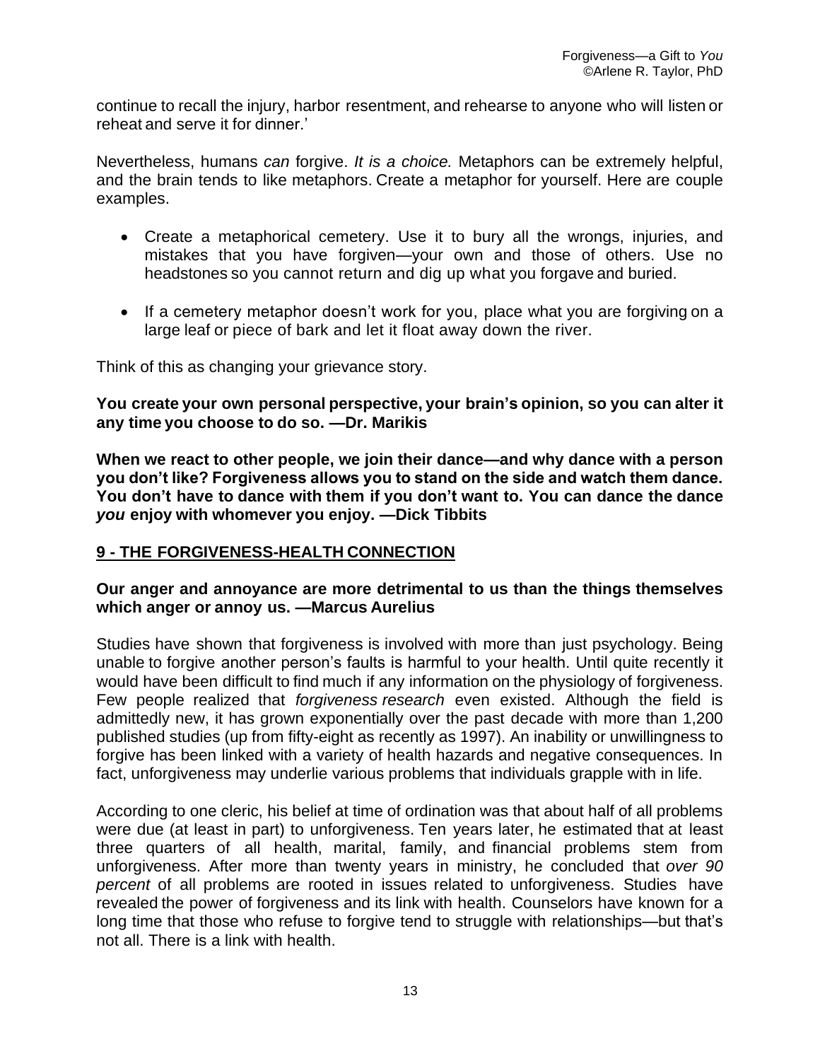continue to recall the injury, harbor resentment, and rehearse to anyone who will listen or reheat and serve it for dinner.'

Nevertheless, humans *can* forgive. *It is a choice.* Metaphors can be extremely helpful, and the brain tends to like metaphors. Create a metaphor for yourself. Here are couple examples.

- Create a metaphorical cemetery. Use it to bury all the wrongs, injuries, and mistakes that you have forgiven—your own and those of others. Use no headstones so you cannot return and dig up what you forgave and buried.
- If a cemetery metaphor doesn't work for you, place what you are forgiving on a large leaf or piece of bark and let it float away down the river.

Think of this as changing your grievance story.

**You create your own personal perspective, your brain's opinion, so you can alter it any time you choose to do so. —Dr. Marikis**

**When we react to other people, we join their dance—and why dance with a person you don't like? Forgiveness allows you to stand on the side and watch them dance. You don't have to dance with them if you don't want to. You can dance the dance *you* enjoy with whomever you enjoy. —Dick Tibbits**

## 9 - THE FORGIVENESS-HEALTH CONNECTION

**Our anger and annoyance are more detrimental to us than the things themselves which anger or annoy us. —Marcus Aurelius**

Studies have shown that forgiveness is involved with more than just psychology. Being unable to forgive another person's faults is harmful to your health. Until quite recently it would have been difficult to find much if any information on the physiology of forgiveness. Few people realized that *forgiveness research* even existed. Although the field is admittedly new, it has grown exponentially over the past decade with more than 1,200 published studies (up from fifty-eight as recently as 1997). An inability or unwillingness to forgive has been linked with a variety of health hazards and negative consequences. In fact, unforgiveness may underlie various problems that individuals grapple with in life.

According to one cleric, his belief at time of ordination was that about half of all problems were due (at least in part) to unforgiveness. Ten years later, he estimated that at least three quarters of all health, marital, family, and financial problems stem from unforgiveness. After more than twenty years in ministry, he concluded that *over 90 percent* of all problems are rooted in issues related to unforgiveness. Studies have revealed the power of forgiveness and its link with health. Counselors have known for a long time that those who refuse to forgive tend to struggle with relationships—but that's not all. There is a link with health.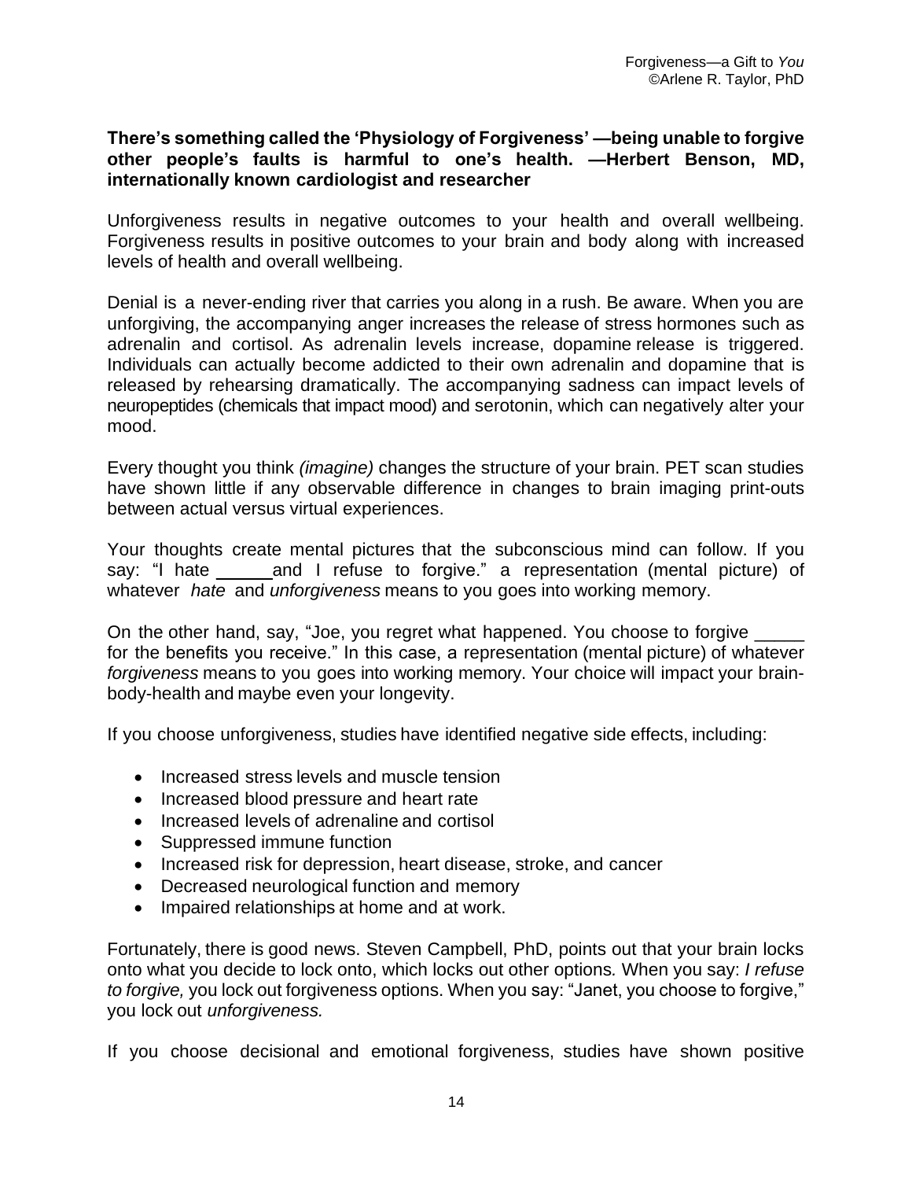**There's something called the 'Physiology of Forgiveness' —being unable to forgive other people's faults is harmful to one's health. —Herbert Benson, MD, internationally known cardiologist and researcher**

Unforgiveness results in negative outcomes to your health and overall wellbeing. Forgiveness results in positive outcomes to your brain and body along with increased levels of health and overall wellbeing.

Denial is a never-ending river that carries you along in a rush. Be aware. When you are unforgiving, the accompanying anger increases the release of stress hormones such as adrenalin and cortisol. As adrenalin levels increase, dopamine release is triggered. Individuals can actually become addicted to their own adrenalin and dopamine that is released by rehearsing dramatically. The accompanying sadness can impact levels of neuropeptides (chemicals that impact mood) and serotonin, which can negatively alter your mood.

Every thought you think *(imagine)* changes the structure of your brain. PET scan studies have shown little if any observable difference in changes to brain imaging print-outs between actual versus virtual experiences.

Your thoughts create mental pictures that the subconscious mind can follow. If you say: "I hate ______ and I refuse to forgive." a representation (mental picture) of whatever *hate* and *unforgiveness* means to you goes into working memory.

On the other hand, say, "Joe, you regret what happened. You choose to forgive _____ for the benefits you receive." In this case, a representation (mental picture) of whatever *forgiveness* means to you goes into working memory. Your choice will impact your brain-body-health and maybe even your longevity.

If you choose unforgiveness, studies have identified negative side effects, including:

- Increased stress levels and muscle tension
- Increased blood pressure and heart rate
- Increased levels of adrenaline and cortisol
- Suppressed immune function
- Increased risk for depression, heart disease, stroke, and cancer
- Decreased neurological function and memory
- Impaired relationships at home and at work.

Fortunately, there is good news. Steven Campbell, PhD, points out that your brain locks onto what you decide to lock onto, which locks out other options. When you say: *I refuse to forgive,* you lock out forgiveness options. When you say: "Janet, you choose to forgive," you lock out *unforgiveness.*

If you choose decisional and emotional forgiveness, studies have shown positive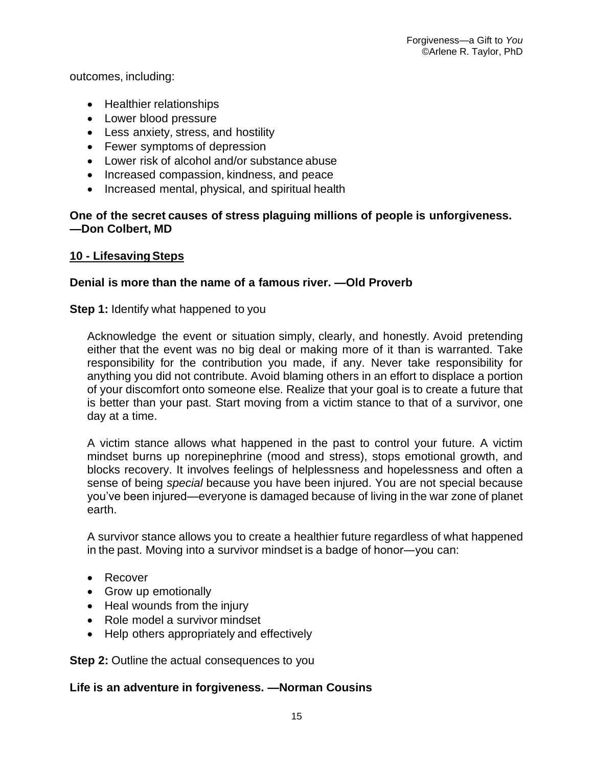outcomes, including:

- Healthier relationships
- Lower blood pressure
- Less anxiety, stress, and hostility
- Fewer symptoms of depression
- Lower risk of alcohol and/or substance abuse
- Increased compassion, kindness, and peace
- Increased mental, physical, and spiritual health

**One of the secret causes of stress plaguing millions of people is unforgiveness. —Don Colbert, MD**

## 10 - Lifesaving Steps

**Denial is more than the name of a famous river. —Old Proverb**

**Step 1:** Identify what happened to you

Acknowledge the event or situation simply, clearly, and honestly. Avoid pretending either that the event was no big deal or making more of it than is warranted. Take responsibility for the contribution you made, if any. Never take responsibility for anything you did not contribute. Avoid blaming others in an effort to displace a portion of your discomfort onto someone else. Realize that your goal is to create a future that is better than your past. Start moving from a victim stance to that of a survivor, one day at a time.

A victim stance allows what happened in the past to control your future. A victim mindset burns up norepinephrine (mood and stress), stops emotional growth, and blocks recovery. It involves feelings of helplessness and hopelessness and often a sense of being *special* because you have been injured. You are not special because you've been injured—everyone is damaged because of living in the war zone of planet earth.

A survivor stance allows you to create a healthier future regardless of what happened in the past. Moving into a survivor mindset is a badge of honor—you can:

- Recover
- Grow up emotionally
- Heal wounds from the injury
- Role model a survivor mindset
- Help others appropriately and effectively

**Step 2:** Outline the actual consequences to you

**Life is an adventure in forgiveness. —Norman Cousins**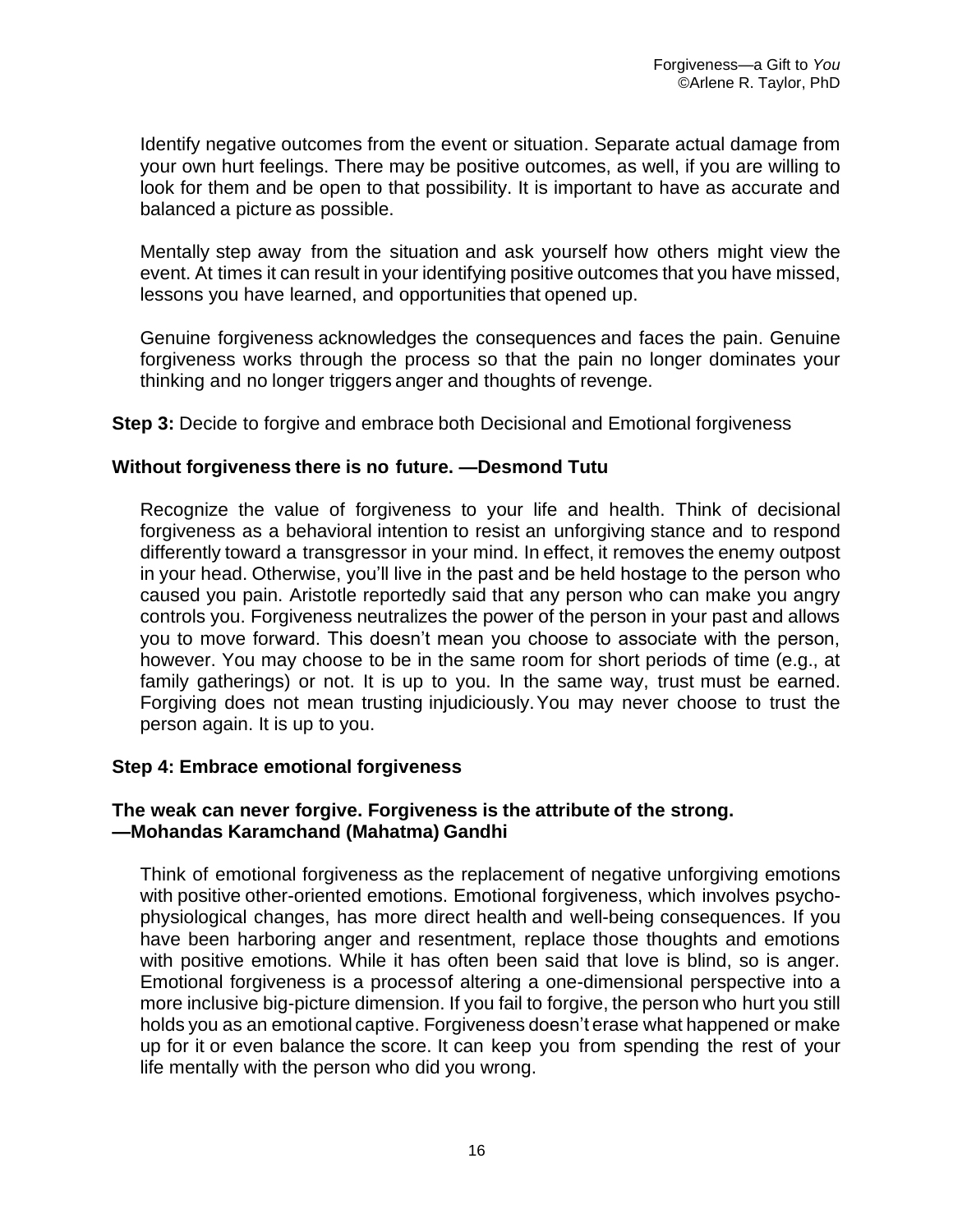Identify negative outcomes from the event or situation. Separate actual damage from your own hurt feelings. There may be positive outcomes, as well, if you are willing to look for them and be open to that possibility. It is important to have as accurate and balanced a picture as possible.

Mentally step away from the situation and ask yourself how others might view the event. At times it can result in your identifying positive outcomes that you have missed, lessons you have learned, and opportunities that opened up.

Genuine forgiveness acknowledges the consequences and faces the pain. Genuine forgiveness works through the process so that the pain no longer dominates your thinking and no longer triggers anger and thoughts of revenge.

**Step 3:** Decide to forgive and embrace both Decisional and Emotional forgiveness

**Without forgiveness there is no future. —Desmond Tutu**

Recognize the value of forgiveness to your life and health. Think of decisional forgiveness as a behavioral intention to resist an unforgiving stance and to respond differently toward a transgressor in your mind. In effect, it removes the enemy outpost in your head. Otherwise, you'll live in the past and be held hostage to the person who caused you pain. Aristotle reportedly said that any person who can make you angry controls you. Forgiveness neutralizes the power of the person in your past and allows you to move forward. This doesn't mean you choose to associate with the person, however. You may choose to be in the same room for short periods of time (e.g., at family gatherings) or not. It is up to you. In the same way, trust must be earned. Forgiving does not mean trusting injudiciously. You may never choose to trust the person again. It is up to you.

**Step 4: Embrace emotional forgiveness**

**The weak can never forgive. Forgiveness is the attribute of the strong.**
**—Mohandas Karamchand (Mahatma) Gandhi**

Think of emotional forgiveness as the replacement of negative unforgiving emotions with positive other-oriented emotions. Emotional forgiveness, which involves psycho-physiological changes, has more direct health and well-being consequences. If you have been harboring anger and resentment, replace those thoughts and emotions with positive emotions. While it has often been said that love is blind, so is anger. Emotional forgiveness is a process of altering a one-dimensional perspective into a more inclusive big-picture dimension. If you fail to forgive, the person who hurt you still holds you as an emotional captive. Forgiveness doesn't erase what happened or make up for it or even balance the score. It can keep you from spending the rest of your life mentally with the person who did you wrong.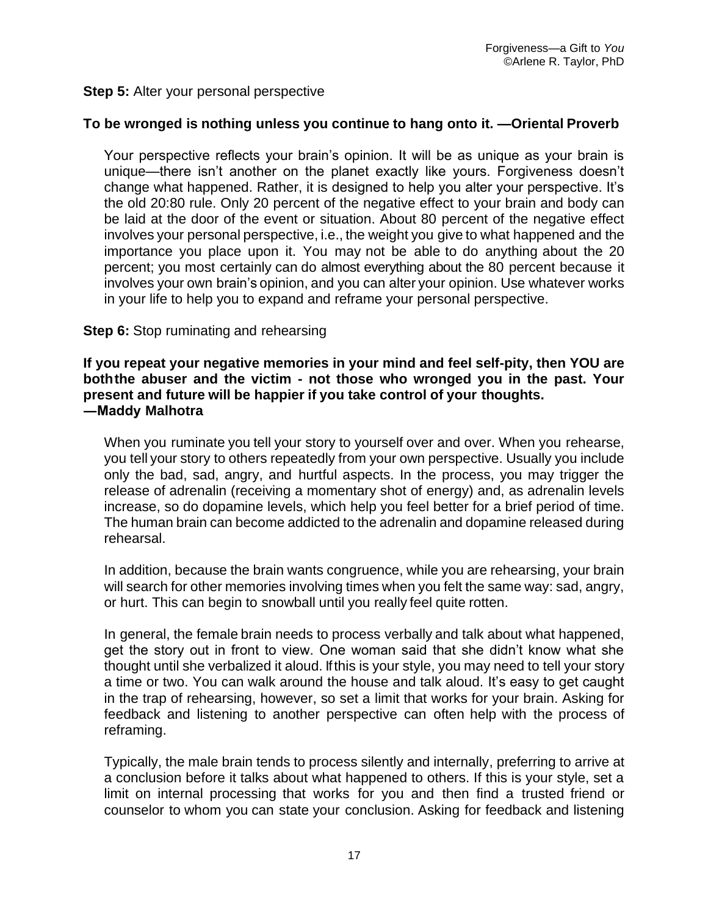**Step 5:** Alter your personal perspective

**To be wronged is nothing unless you continue to hang onto it. —Oriental Proverb**

Your perspective reflects your brain's opinion. It will be as unique as your brain is unique—there isn't another on the planet exactly like yours. Forgiveness doesn't change what happened. Rather, it is designed to help you alter your perspective. It's the old 20:80 rule. Only 20 percent of the negative effect to your brain and body can be laid at the door of the event or situation. About 80 percent of the negative effect involves your personal perspective, i.e., the weight you give to what happened and the importance you place upon it. You may not be able to do anything about the 20 percent; you most certainly can do almost everything about the 80 percent because it involves your own brain's opinion, and you can alter your opinion. Use whatever works in your life to help you to expand and reframe your personal perspective.

**Step 6:** Stop ruminating and rehearsing

**If you repeat your negative memories in your mind and feel self-pity, then YOU are boththe abuser and the victim - not those who wronged you in the past. Your present and future will be happier if you take control of your thoughts. —Maddy Malhotra**

When you ruminate you tell your story to yourself over and over. When you rehearse, you tell your story to others repeatedly from your own perspective. Usually you include only the bad, sad, angry, and hurtful aspects. In the process, you may trigger the release of adrenalin (receiving a momentary shot of energy) and, as adrenalin levels increase, so do dopamine levels, which help you feel better for a brief period of time. The human brain can become addicted to the adrenalin and dopamine released during rehearsal.

In addition, because the brain wants congruence, while you are rehearsing, your brain will search for other memories involving times when you felt the same way: sad, angry, or hurt. This can begin to snowball until you really feel quite rotten.

In general, the female brain needs to process verbally and talk about what happened, get the story out in front to view. One woman said that she didn't know what she thought until she verbalized it aloud. Ifthis is your style, you may need to tell your story a time or two. You can walk around the house and talk aloud. It's easy to get caught in the trap of rehearsing, however, so set a limit that works for your brain. Asking for feedback and listening to another perspective can often help with the process of reframing.

Typically, the male brain tends to process silently and internally, preferring to arrive at a conclusion before it talks about what happened to others. If this is your style, set a limit on internal processing that works for you and then find a trusted friend or counselor to whom you can state your conclusion. Asking for feedback and listening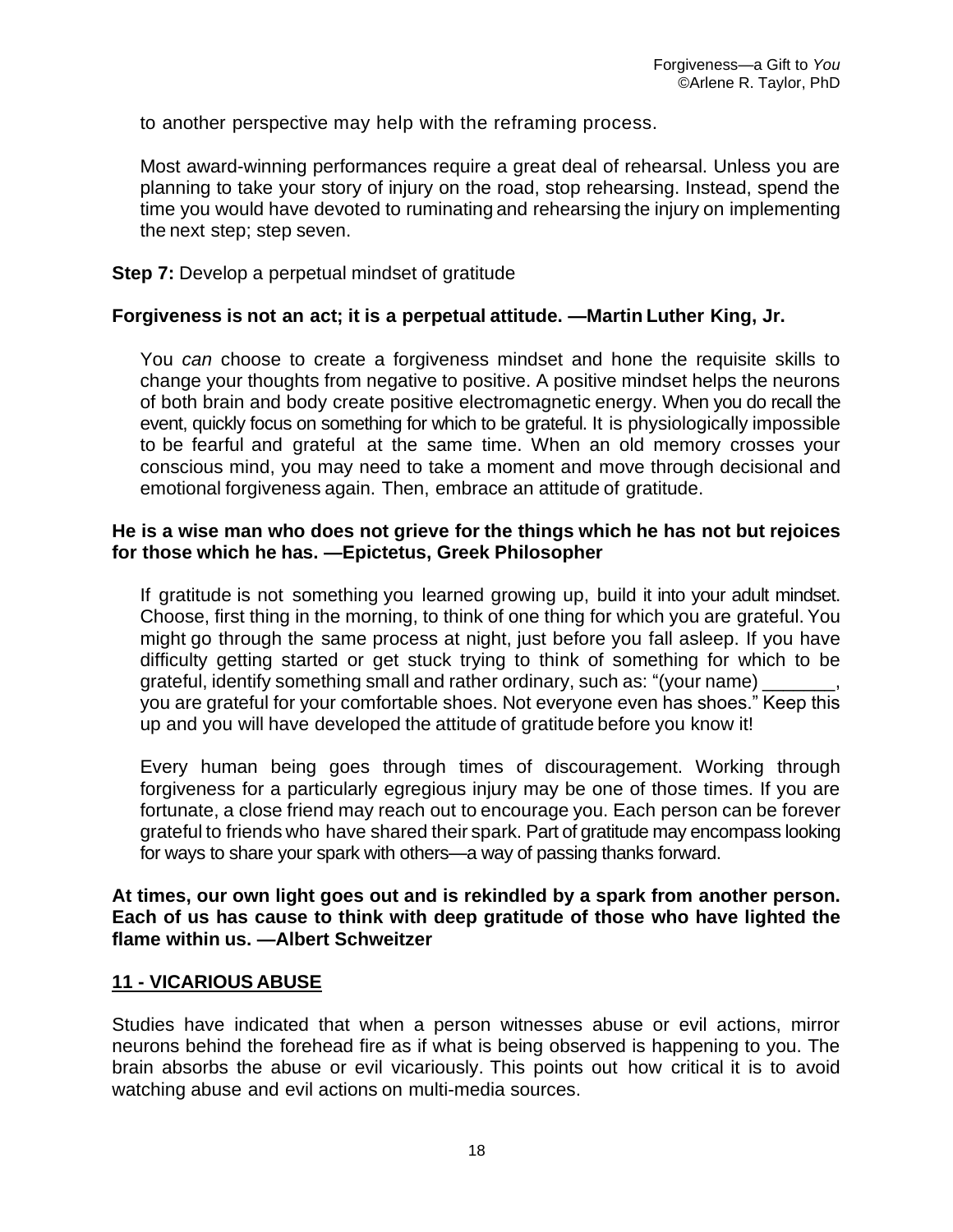to another perspective may help with the reframing process.

Most award-winning performances require a great deal of rehearsal. Unless you are planning to take your story of injury on the road, stop rehearsing. Instead, spend the time you would have devoted to ruminating and rehearsing the injury on implementing the next step; step seven.

**Step 7:** Develop a perpetual mindset of gratitude

**Forgiveness is not an act; it is a perpetual attitude. —Martin Luther King, Jr.**

You *can* choose to create a forgiveness mindset and hone the requisite skills to change your thoughts from negative to positive. A positive mindset helps the neurons of both brain and body create positive electromagnetic energy. When you do recall the event, quickly focus on something for which to be grateful. It is physiologically impossible to be fearful and grateful at the same time. When an old memory crosses your conscious mind, you may need to take a moment and move through decisional and emotional forgiveness again. Then, embrace an attitude of gratitude.

**He is a wise man who does not grieve for the things which he has not but rejoices for those which he has. —Epictetus, Greek Philosopher**

If gratitude is not something you learned growing up, build it into your adult mindset. Choose, first thing in the morning, to think of one thing for which you are grateful. You might go through the same process at night, just before you fall asleep. If you have difficulty getting started or get stuck trying to think of something for which to be grateful, identify something small and rather ordinary, such as: "(your name) _______, you are grateful for your comfortable shoes. Not everyone even has shoes." Keep this up and you will have developed the attitude of gratitude before you know it!

Every human being goes through times of discouragement. Working through forgiveness for a particularly egregious injury may be one of those times. If you are fortunate, a close friend may reach out to encourage you. Each person can be forever grateful to friends who have shared their spark. Part of gratitude may encompass looking for ways to share your spark with others—a way of passing thanks forward.

**At times, our own light goes out and is rekindled by a spark from another person. Each of us has cause to think with deep gratitude of those who have lighted the flame within us. —Albert Schweitzer**

## 11 - VICARIOUS ABUSE

Studies have indicated that when a person witnesses abuse or evil actions, mirror neurons behind the forehead fire as if what is being observed is happening to you. The brain absorbs the abuse or evil vicariously. This points out how critical it is to avoid watching abuse and evil actions on multi-media sources.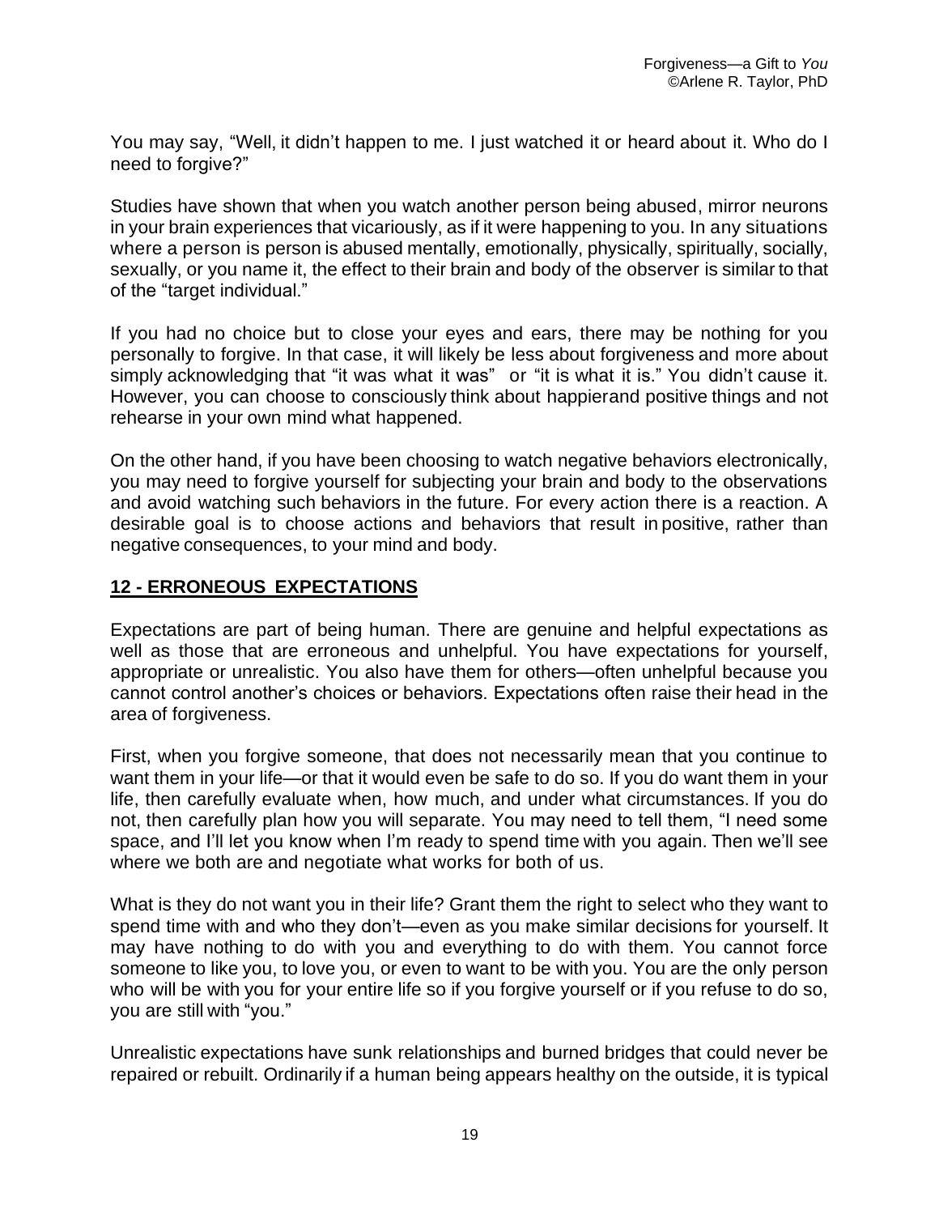You may say, "Well, it didn't happen to me. I just watched it or heard about it. Who do I need to forgive?"

Studies have shown that when you watch another person being abused, mirror neurons in your brain experiences that vicariously, as if it were happening to you. In any situations where a person is person is abused mentally, emotionally, physically, spiritually, socially, sexually, or you name it, the effect to their brain and body of the observer is similar to that of the "target individual."

If you had no choice but to close your eyes and ears, there may be nothing for you personally to forgive. In that case, it will likely be less about forgiveness and more about simply acknowledging that "it was what it was" or "it is what it is." You didn't cause it. However, you can choose to consciously think about happierand positive things and not rehearse in your own mind what happened.

On the other hand, if you have been choosing to watch negative behaviors electronically, you may need to forgive yourself for subjecting your brain and body to the observations and avoid watching such behaviors in the future. For every action there is a reaction. A desirable goal is to choose actions and behaviors that result in positive, rather than negative consequences, to your mind and body.

## 12 - ERRONEOUS EXPECTATIONS

Expectations are part of being human. There are genuine and helpful expectations as well as those that are erroneous and unhelpful. You have expectations for yourself, appropriate or unrealistic. You also have them for others—often unhelpful because you cannot control another's choices or behaviors. Expectations often raise their head in the area of forgiveness.

First, when you forgive someone, that does not necessarily mean that you continue to want them in your life—or that it would even be safe to do so. If you do want them in your life, then carefully evaluate when, how much, and under what circumstances. If you do not, then carefully plan how you will separate. You may need to tell them, "I need some space, and I'll let you know when I'm ready to spend time with you again. Then we'll see where we both are and negotiate what works for both of us.

What is they do not want you in their life? Grant them the right to select who they want to spend time with and who they don't—even as you make similar decisions for yourself. It may have nothing to do with you and everything to do with them. You cannot force someone to like you, to love you, or even to want to be with you. You are the only person who will be with you for your entire life so if you forgive yourself or if you refuse to do so, you are still with "you."

Unrealistic expectations have sunk relationships and burned bridges that could never be repaired or rebuilt. Ordinarily if a human being appears healthy on the outside, it is typical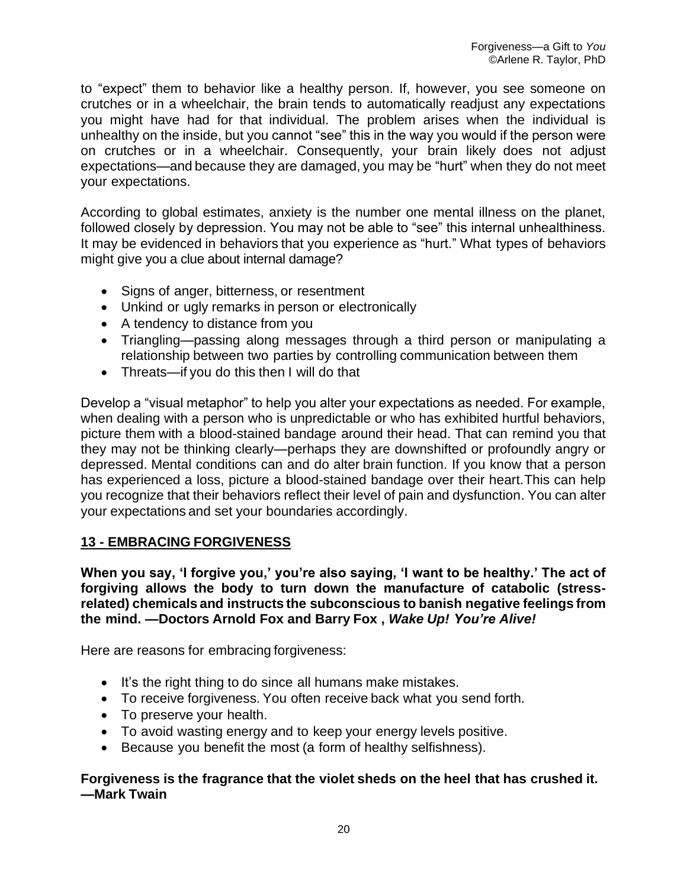to "expect" them to behavior like a healthy person. If, however, you see someone on crutches or in a wheelchair, the brain tends to automatically readjust any expectations you might have had for that individual. The problem arises when the individual is unhealthy on the inside, but you cannot "see" this in the way you would if the person were on crutches or in a wheelchair. Consequently, your brain likely does not adjust expectations—and because they are damaged, you may be "hurt" when they do not meet your expectations.

According to global estimates, anxiety is the number one mental illness on the planet, followed closely by depression. You may not be able to "see" this internal unhealthiness. It may be evidenced in behaviors that you experience as "hurt." What types of behaviors might give you a clue about internal damage?

- Signs of anger, bitterness, or resentment
- Unkind or ugly remarks in person or electronically
- A tendency to distance from you
- Triangling—passing along messages through a third person or manipulating a relationship between two parties by controlling communication between them
- Threats—if you do this then I will do that

Develop a "visual metaphor" to help you alter your expectations as needed. For example, when dealing with a person who is unpredictable or who has exhibited hurtful behaviors, picture them with a blood-stained bandage around their head. That can remind you that they may not be thinking clearly—perhaps they are downshifted or profoundly angry or depressed. Mental conditions can and do alter brain function. If you know that a person has experienced a loss, picture a blood-stained bandage over their heart.This can help you recognize that their behaviors reflect their level of pain and dysfunction. You can alter your expectations and set your boundaries accordingly.

## 13 - EMBRACING FORGIVENESS

**When you say, 'I forgive you,' you're also saying, 'I want to be healthy.' The act of forgiving allows the body to turn down the manufacture of catabolic (stress-related) chemicals and instructs the subconscious to banish negative feelings from the mind. —Doctors Arnold Fox and Barry Fox , *Wake Up! You're Alive!***

Here are reasons for embracing forgiveness:

- It's the right thing to do since all humans make mistakes.
- To receive forgiveness. You often receive back what you send forth.
- To preserve your health.
- To avoid wasting energy and to keep your energy levels positive.
- Because you benefit the most (a form of healthy selfishness).

**Forgiveness is the fragrance that the violet sheds on the heel that has crushed it. —Mark Twain**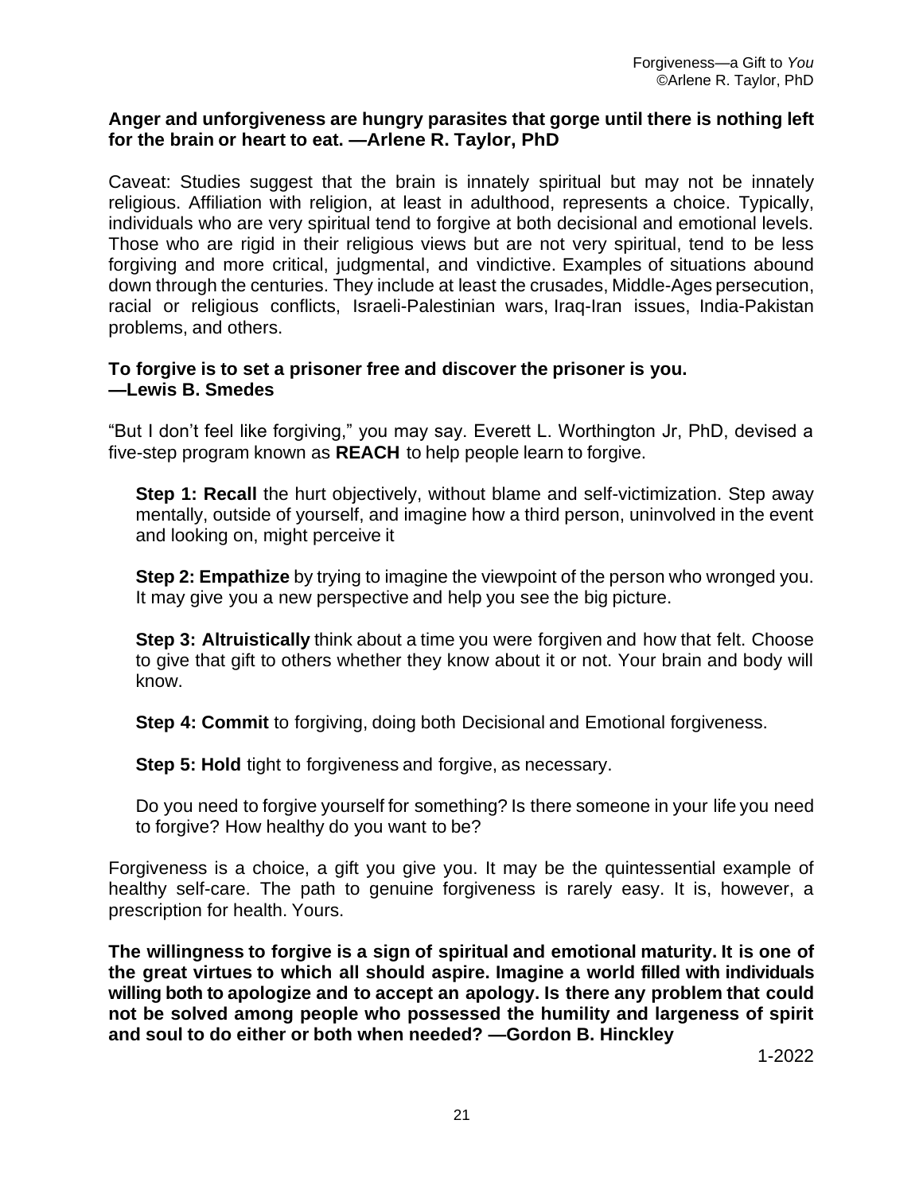**Anger and unforgiveness are hungry parasites that gorge until there is nothing left for the brain or heart to eat. —Arlene R. Taylor, PhD**

Caveat: Studies suggest that the brain is innately spiritual but may not be innately religious. Affiliation with religion, at least in adulthood, represents a choice. Typically, individuals who are very spiritual tend to forgive at both decisional and emotional levels. Those who are rigid in their religious views but are not very spiritual, tend to be less forgiving and more critical, judgmental, and vindictive. Examples of situations abound down through the centuries. They include at least the crusades, Middle-Ages persecution, racial or religious conflicts, Israeli-Palestinian wars, Iraq-Iran issues, India-Pakistan problems, and others.

**To forgive is to set a prisoner free and discover the prisoner is you.**
**—Lewis B. Smedes**

"But I don't feel like forgiving," you may say. Everett L. Worthington Jr, PhD, devised a five-step program known as **REACH** to help people learn to forgive.

> **Step 1: Recall** the hurt objectively, without blame and self-victimization. Step away mentally, outside of yourself, and imagine how a third person, uninvolved in the event and looking on, might perceive it
>
> **Step 2: Empathize** by trying to imagine the viewpoint of the person who wronged you. It may give you a new perspective and help you see the big picture.
>
> **Step 3: Altruistically** think about a time you were forgiven and how that felt. Choose to give that gift to others whether they know about it or not. Your brain and body will know.
>
> **Step 4: Commit** to forgiving, doing both Decisional and Emotional forgiveness.
>
> **Step 5: Hold** tight to forgiveness and forgive, as necessary.
>
> Do you need to forgive yourself for something? Is there someone in your life you need to forgive? How healthy do you want to be?

Forgiveness is a choice, a gift you give you. It may be the quintessential example of healthy self-care. The path to genuine forgiveness is rarely easy. It is, however, a prescription for health. Yours.

**The willingness to forgive is a sign of spiritual and emotional maturity. It is one of the great virtues to which all should aspire. Imagine a world filled with individuals willing both to apologize and to accept an apology. Is there any problem that could not be solved among people who possessed the humility and largeness of spirit and soul to do either or both when needed? —Gordon B. Hinckley**

1-2022